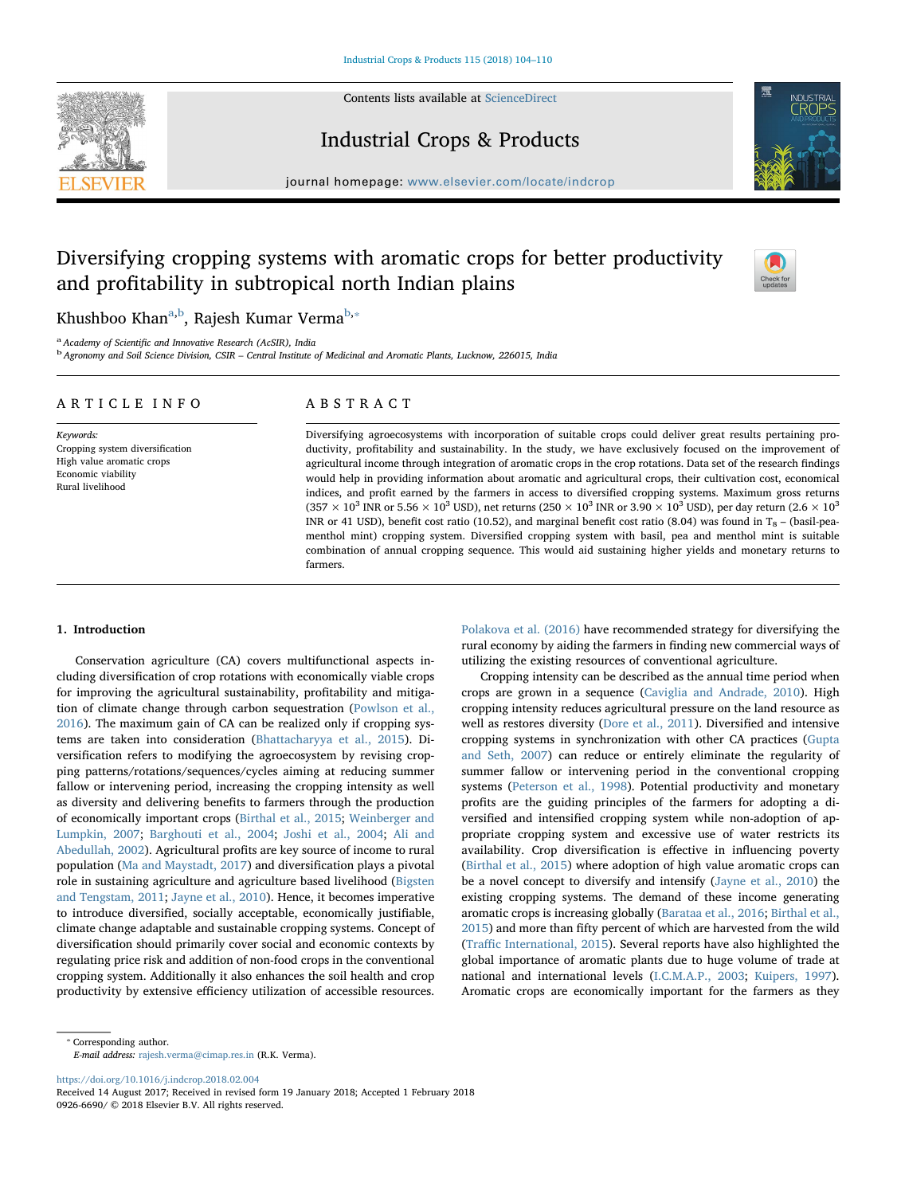# Diversifying cropping systems with aromatic crops for better productivity and profitability in subtropical north Indian plains

Khushboo Khan[a,b], Rajesh Kumar Verma[b,*]

[a] Academy of Scientific and Innovative Research (AcSIR), India
[b] Agronomy and Soil Science Division, CSIR – Central Institute of Medicinal and Aromatic Plants, Lucknow, 226015, India

## ARTICLE INFO

*Keywords:*
Cropping system diversification
High value aromatic crops
Economic viability
Rural livelihood

## ABSTRACT

Diversifying agroecosystems with incorporation of suitable crops could deliver great results pertaining productivity, profitability and sustainability. In the study, we have exclusively focused on the improvement of agricultural income through integration of aromatic crops in the crop rotations. Data set of the research findings would help in providing information about aromatic and agricultural crops, their cultivation cost, economical indices, and profit earned by the farmers in access to diversified cropping systems. Maximum gross returns ($357 \times 10^3$ INR or $5.56 \times 10^3$ USD), net returns ($250 \times 10^3$ INR or $3.90 \times 10^3$ USD), per day return ($2.6 \times 10^3$ INR or 41 USD), benefit cost ratio (10.52), and marginal benefit cost ratio (8.04) was found in $T_8$ – (basil-pea-menthol mint) cropping system. Diversified cropping system with basil, pea and menthol mint is suitable combination of annual cropping sequence. This would aid sustaining higher yields and monetary returns to farmers.

## 1. Introduction

Conservation agriculture (CA) covers multifunctional aspects including diversification of crop rotations with economically viable crops for improving the agricultural sustainability, profitability and mitigation of climate change through carbon sequestration (Powlson et al., 2016). The maximum gain of CA can be realized only if cropping systems are taken into consideration (Bhattacharyya et al., 2015). Diversification refers to modifying the agroecosystem by revising cropping patterns/rotations/sequences/cycles aiming at reducing summer fallow or intervening period, increasing the cropping intensity as well as diversity and delivering benefits to farmers through the production of economically important crops (Birthal et al., 2015; Weinberger and Lumpkin, 2007; Barghouti et al., 2004; Joshi et al., 2004; Ali and Abedullah, 2002). Agricultural profits are key source of income to rural population (Ma and Maystadt, 2017) and diversification plays a pivotal role in sustaining agriculture and agriculture based livelihood (Bigsten and Tengstam, 2011; Jayne et al., 2010). Hence, it becomes imperative to introduce diversified, socially acceptable, economically justifiable, climate change adaptable and sustainable cropping systems. Concept of diversification should primarily cover social and economic contexts by regulating price risk and addition of non-food crops in the conventional cropping system. Additionally it also enhances the soil health and crop productivity by extensive efficiency utilization of accessible resources. Polakova et al. (2016) have recommended strategy for diversifying the rural economy by aiding the farmers in finding new commercial ways of utilizing the existing resources of conventional agriculture.

Cropping intensity can be described as the annual time period when crops are grown in a sequence (Caviglia and Andrade, 2010). High cropping intensity reduces agricultural pressure on the land resource as well as restores diversity (Dore et al., 2011). Diversified and intensive cropping systems in synchronization with other CA practices (Gupta and Seth, 2007) can reduce or entirely eliminate the regularity of summer fallow or intervening period in the conventional cropping systems (Peterson et al., 1998). Potential productivity and monetary profits are the guiding principles of the farmers for adopting a diversified and intensified cropping system while non-adoption of appropriate cropping system and excessive use of water restricts its availability. Crop diversification is effective in influencing poverty (Birthal et al., 2015) where adoption of high value aromatic crops can be a novel concept to diversify and intensify (Jayne et al., 2010) the existing cropping systems. The demand of these income generating aromatic crops is increasing globally (Barataa et al., 2016; Birthal et al., 2015) and more than fifty percent of which are harvested from the wild (Traffic International, 2015). Several reports have also highlighted the global importance of aromatic plants due to huge volume of trade at national and international levels (I.C.M.A.P., 2003; Kuipers, 1997). Aromatic crops are economically important for the farmers as they

* Corresponding author.
*E-mail address:* rajesh.verma@cimap.res.in (R.K. Verma).

https://doi.org/10.1016/j.indcrop.2018.02.004
Received 14 August 2017; Received in revised form 19 January 2018; Accepted 1 February 2018
0926-6690/ © 2018 Elsevier B.V. All rights reserved.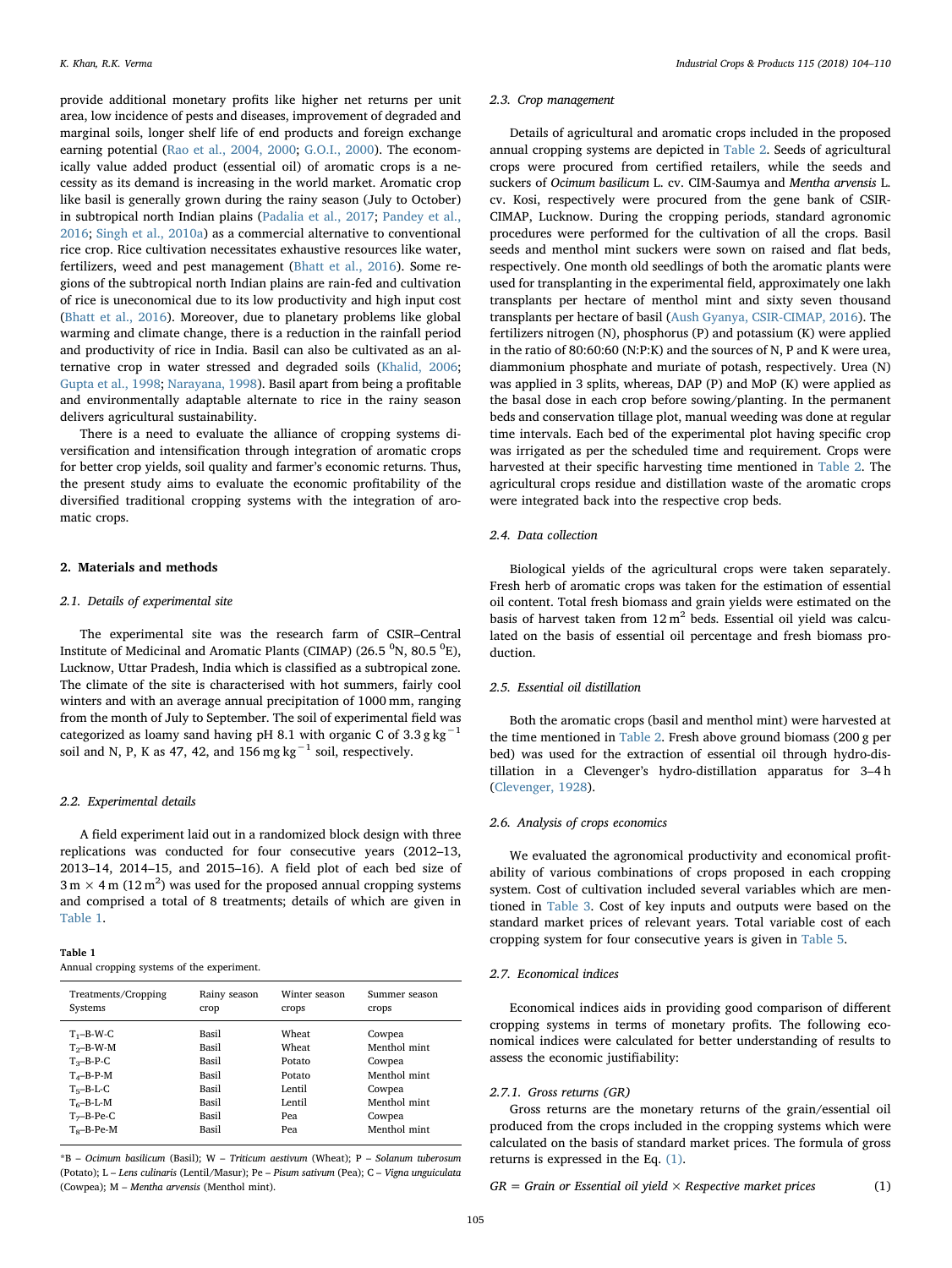provide additional monetary profits like higher net returns per unit area, low incidence of pests and diseases, improvement of degraded and marginal soils, longer shelf life of end products and foreign exchange earning potential (Rao et al., 2004, 2000; G.O.I., 2000). The economically value added product (essential oil) of aromatic crops is a necessity as its demand is increasing in the world market. Aromatic crop like basil is generally grown during the rainy season (July to October) in subtropical north Indian plains (Padalia et al., 2017; Pandey et al., 2016; Singh et al., 2010a) as a commercial alternative to conventional rice crop. Rice cultivation necessitates exhaustive resources like water, fertilizers, weed and pest management (Bhatt et al., 2016). Some regions of the subtropical north Indian plains are rain-fed and cultivation of rice is uneconomical due to its low productivity and high input cost (Bhatt et al., 2016). Moreover, due to planetary problems like global warming and climate change, there is a reduction in the rainfall period and productivity of rice in India. Basil can also be cultivated as an alternative crop in water stressed and degraded soils (Khalid, 2006; Gupta et al., 1998; Narayana, 1998). Basil apart from being a profitable and environmentally adaptable alternate to rice in the rainy season delivers agricultural sustainability.

There is a need to evaluate the alliance of cropping systems diversification and intensification through integration of aromatic crops for better crop yields, soil quality and farmer's economic returns. Thus, the present study aims to evaluate the economic profitability of the diversified traditional cropping systems with the integration of aromatic crops.

## 2. Materials and methods

### 2.1. Details of experimental site

The experimental site was the research farm of CSIR–Central Institute of Medicinal and Aromatic Plants (CIMAP) (26.5 $^{0}$N, 80.5 $^{0}$E), Lucknow, Uttar Pradesh, India which is classified as a subtropical zone. The climate of the site is characterised with hot summers, fairly cool winters and with an average annual precipitation of 1000 mm, ranging from the month of July to September. The soil of experimental field was categorized as loamy sand having pH 8.1 with organic C of 3.3 g kg$^{-1}$ soil and N, P, K as 47, 42, and 156 mg kg$^{-1}$ soil, respectively.

### 2.2. Experimental details

A field experiment laid out in a randomized block design with three replications was conducted for four consecutive years (2012–13, 2013–14, 2014–15, and 2015–16). A field plot of each bed size of 3 m × 4 m (12 m$^2$) was used for the proposed annual cropping systems and comprised a total of 8 treatments; details of which are given in Table 1.

**Table 1**
Annual cropping systems of the experiment.

| Treatments/Cropping Systems | Rainy season crop | Winter season crops | Summer season crops |
|---|---|---|---|
| $T_1$–B-W-C | Basil | Wheat | Cowpea |
| $T_2$–B-W-M | Basil | Wheat | Menthol mint |
| $T_3$–B-P-C | Basil | Potato | Cowpea |
| $T_4$–B-P-M | Basil | Potato | Menthol mint |
| $T_5$–B-L-C | Basil | Lentil | Cowpea |
| $T_6$–B-L-M | Basil | Lentil | Menthol mint |
| $T_7$–B-Pe-C | Basil | Pea | Cowpea |
| $T_8$–B-Pe-M | Basil | Pea | Menthol mint |

*B – *Ocimum basilicum* (Basil); W – *Triticum aestivum* (Wheat); P – *Solanum tuberosum* (Potato); L – *Lens culinaris* (Lentil/Masur); Pe – *Pisum sativum* (Pea); C – *Vigna unguiculata* (Cowpea); M – *Mentha arvensis* (Menthol mint).

### 2.3. Crop management

Details of agricultural and aromatic crops included in the proposed annual cropping systems are depicted in Table 2. Seeds of agricultural crops were procured from certified retailers, while the seeds and suckers of *Ocimum basilicum* L. cv. CIM-Saumya and *Mentha arvensis* L. cv. Kosi, respectively were procured from the gene bank of CSIR-CIMAP, Lucknow. During the cropping periods, standard agronomic procedures were performed for the cultivation of all the crops. Basil seeds and menthol mint suckers were sown on raised and flat beds, respectively. One month old seedlings of both the aromatic plants were used for transplanting in the experimental field, approximately one lakh transplants per hectare of menthol mint and sixty seven thousand transplants per hectare of basil (Aush Gyanya, CSIR-CIMAP, 2016). The fertilizers nitrogen (N), phosphorus (P) and potassium (K) were applied in the ratio of 80:60:60 (N:P:K) and the sources of N, P and K were urea, diammonium phosphate and muriate of potash, respectively. Urea (N) was applied in 3 splits, whereas, DAP (P) and MoP (K) were applied as the basal dose in each crop before sowing/planting. In the permanent beds and conservation tillage plot, manual weeding was done at regular time intervals. Each bed of the experimental plot having specific crop was irrigated as per the scheduled time and requirement. Crops were harvested at their specific harvesting time mentioned in Table 2. The agricultural crops residue and distillation waste of the aromatic crops were integrated back into the respective crop beds.

### 2.4. Data collection

Biological yields of the agricultural crops were taken separately. Fresh herb of aromatic crops was taken for the estimation of essential oil content. Total fresh biomass and grain yields were estimated on the basis of harvest taken from 12 m$^2$ beds. Essential oil yield was calculated on the basis of essential oil percentage and fresh biomass production.

### 2.5. Essential oil distillation

Both the aromatic crops (basil and menthol mint) were harvested at the time mentioned in Table 2. Fresh above ground biomass (200 g per bed) was used for the extraction of essential oil through hydro-distillation in a Clevenger's hydro-distillation apparatus for 3–4 h (Clevenger, 1928).

### 2.6. Analysis of crops economics

We evaluated the agronomical productivity and economical profitability of various combinations of crops proposed in each cropping system. Cost of cultivation included several variables which are mentioned in Table 3. Cost of key inputs and outputs were based on the standard market prices of relevant years. Total variable cost of each cropping system for four consecutive years is given in Table 5.

### 2.7. Economical indices

Economical indices aids in providing good comparison of different cropping systems in terms of monetary profits. The following economical indices were calculated for better understanding of results to assess the economic justifiability:

#### 2.7.1. Gross returns (GR)

Gross returns are the monetary returns of the grain/essential oil produced from the crops included in the cropping systems which were calculated on the basis of standard market prices. The formula of gross returns is expressed in the Eq. (1).

$$GR = \textit{Grain or Essential oil yield} \times \textit{Respective market prices} \tag{1}$$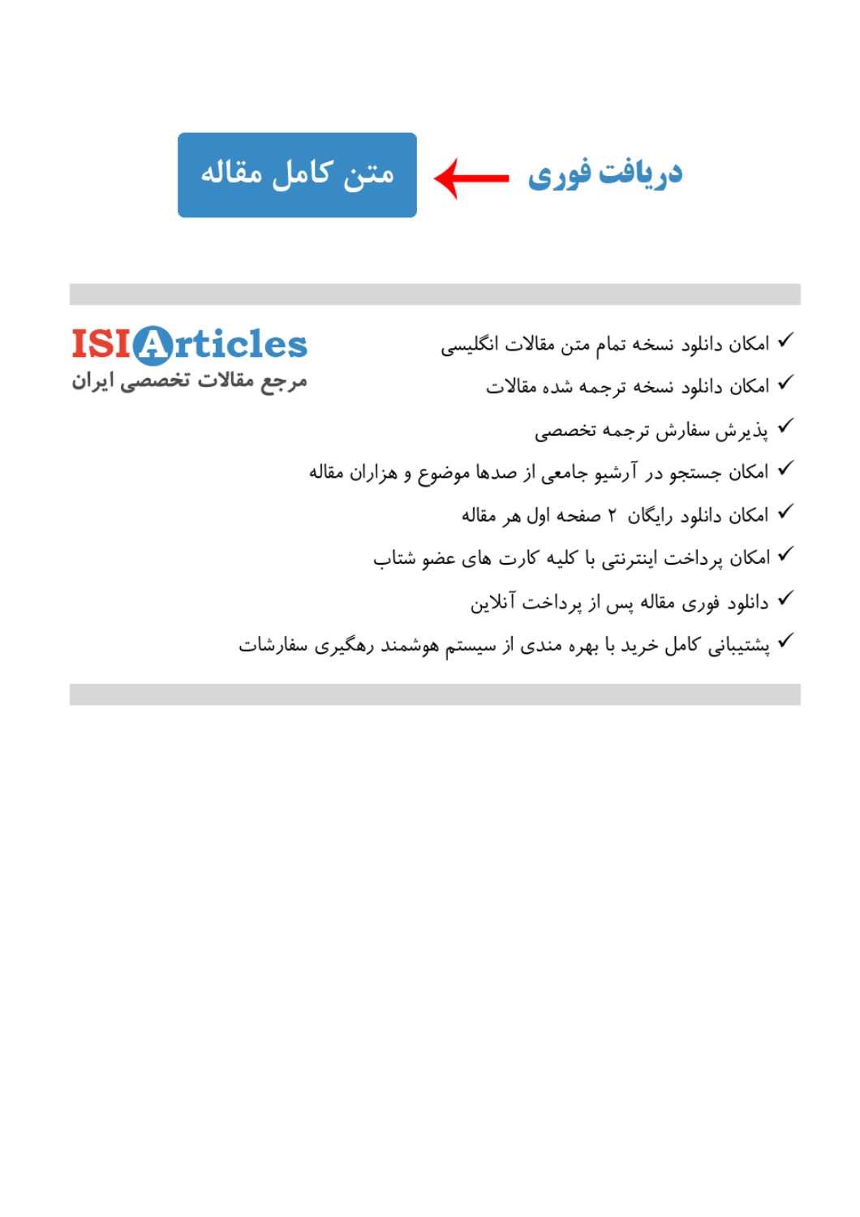**دریافت فوری** ← **متن کامل مقاله**

---

**ISIArticles**
**مرجع مقالات تخصصی ایران**

- ✓ امکان دانلود نسخه تمام متن مقالات انگلیسی
- ✓ امکان دانلود نسخه ترجمه شده مقالات
- ✓ پذیرش سفارش ترجمه تخصصی
- ✓ امکان جستجو در آرشیو جامعی از صدها موضوع و هزاران مقاله
- ✓ امکان دانلود رایگان ۲ صفحه اول هر مقاله
- ✓ امکان پرداخت اینترنتی با کلیه کارت های عضو شتاب
- ✓ دانلود فوری مقاله پس از پرداخت آنلاین
- ✓ پشتیبانی کامل خرید با بهره مندی از سیستم هوشمند رهگیری سفارشات

---